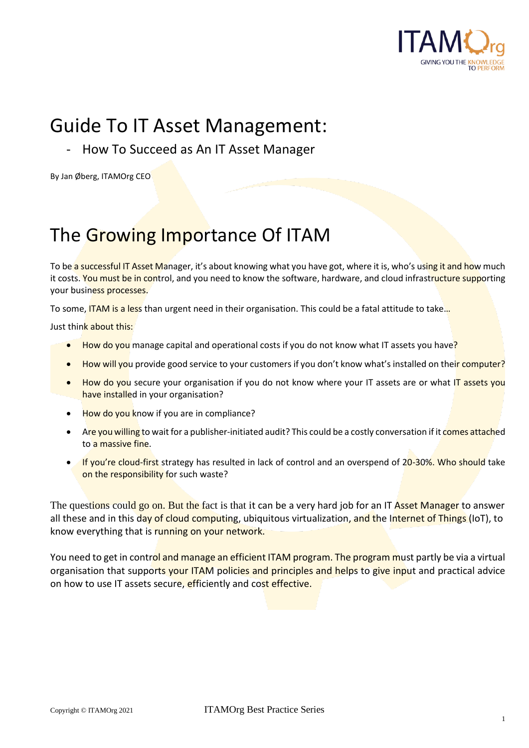# Guide To IT Asset Management:

- How To Succeed as An IT Asset Manager

By Jan Øberg, ITAMOrg CEO

## The Growing Importance Of ITAM

To be a successful IT Asset Manager, it's about knowing what you have got, where it is, who's using it and how much it costs. You must be in control, and you need to know the software, hardware, and cloud infrastructure supporting your business processes.

To some, ITAM is a less than urgent need in their organisation. This could be a fatal attitude to take…

Just think about this:

- How do you manage capital and operational costs if you do not know what IT assets you have?
- How will you provide good service to your customers if you don't know what's installed on their computer?
- How do you secure your organisation if you do not know where your IT assets are or what IT assets you have installed in your organisation?
- How do you know if you are in compliance?
- Are you willing to wait for a publisher-initiated audit? This could be a costly conversation if it comes attached to a massive fine.
- If you're cloud-first strategy has resulted in lack of control and an overspend of 20-30%. Who should take on the responsibility for such waste?

The questions could go on. But the fact is that it can be a very hard job for an IT Asset Manager to answer all these and in this day of cloud computing, ubiquitous virtualization, and the Internet of Things (IoT), to know everything that is running on your network.

You need to get in control and manage an efficient ITAM program. The program must partly be via a virtual organisation that supports your ITAM policies and principles and helps to give input and practical advice on how to use IT assets secure, efficiently and cost effective.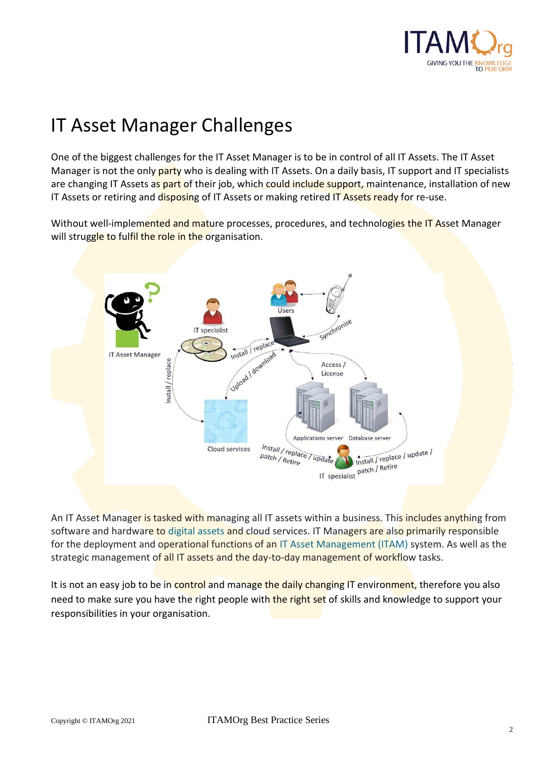# IT Asset Manager Challenges

One of the biggest challenges for the IT Asset Manager is to be in control of all IT Assets. The IT Asset Manager is not the only party who is dealing with IT Assets. On a daily basis, IT support and IT specialists are changing IT Assets as part of their job, which could include support, maintenance, installation of new IT Assets or retiring and disposing of IT Assets or making retired IT Assets ready for re-use.

Without well-implemented and mature processes, procedures, and technologies the IT Asset Manager will struggle to fulfil the role in the organisation.

An IT Asset Manager is tasked with managing all IT assets within a business. This includes anything from software and hardware to digital assets and cloud services. IT Managers are also primarily responsible for the deployment and operational functions of an IT Asset Management (ITAM) system. As well as the strategic management of all IT assets and the day-to-day management of workflow tasks.

It is not an easy job to be in control and manage the daily changing IT environment, therefore you also need to make sure you have the right people with the right set of skills and knowledge to support your responsibilities in your organisation.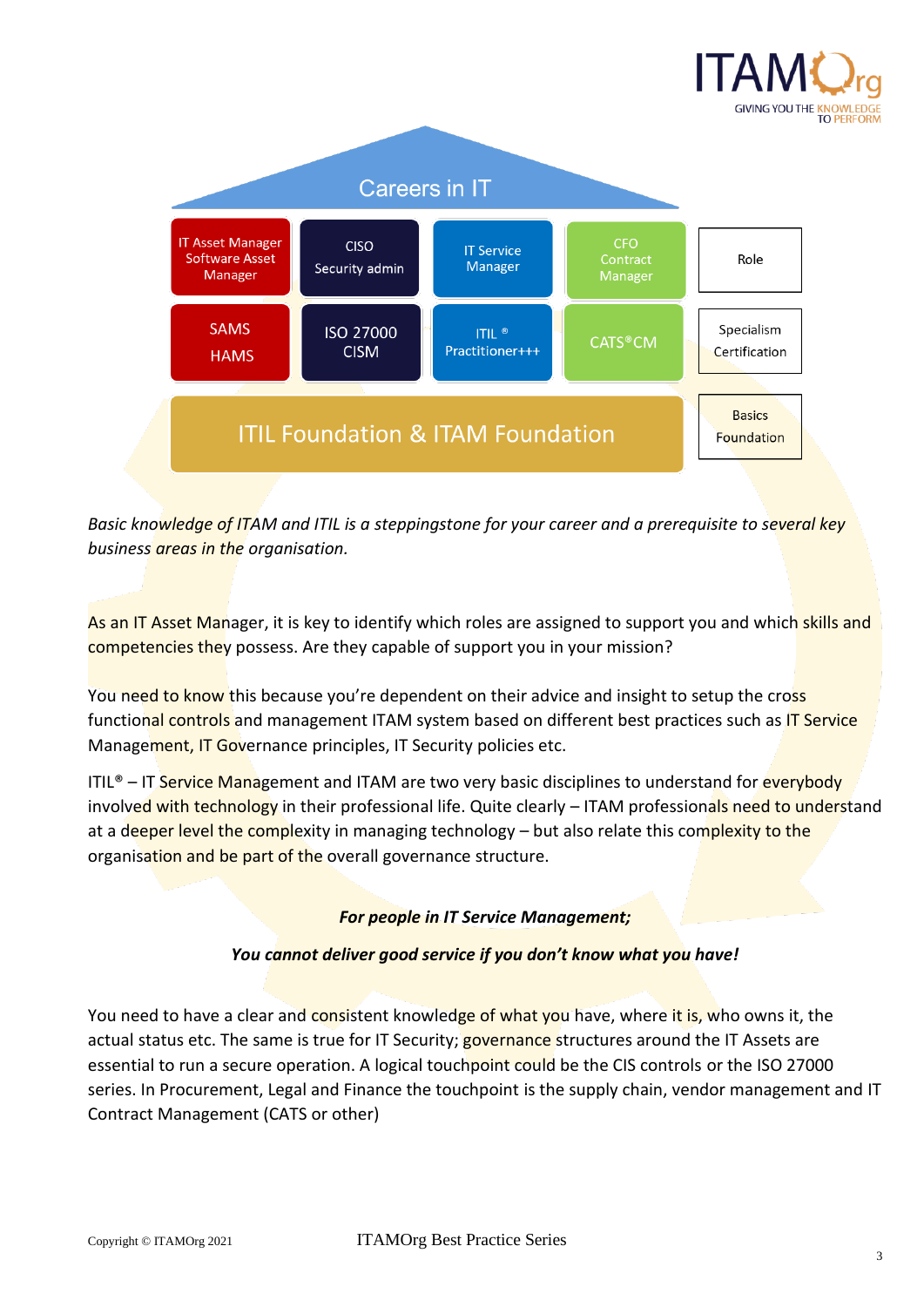Careers in IT

| | | | | |
|---|---|---|---|---|
| IT Asset Manager Software Asset Manager | CISO Security admin | IT Service Manager | CFO Contract Manager | Role |
| SAMS HAMS | ISO 27000 CISM | ITIL ® Practitioner+++ | CATS®CM | Specialism Certification |
| ITIL Foundation & ITAM Foundation | | | | Basics Foundation |

*Basic knowledge of ITAM and ITIL is a steppingstone for your career and a prerequisite to several key business areas in the organisation.*

As an IT Asset Manager, it is key to identify which roles are assigned to support you and which skills and competencies they possess. Are they capable of support you in your mission?

You need to know this because you're dependent on their advice and insight to setup the cross functional controls and management ITAM system based on different best practices such as IT Service Management, IT Governance principles, IT Security policies etc.

ITIL® – IT Service Management and ITAM are two very basic disciplines to understand for everybody involved with technology in their professional life. Quite clearly – ITAM professionals need to understand at a deeper level the complexity in managing technology – but also relate this complexity to the organisation and be part of the overall governance structure.

***For people in IT Service Management;***

***You cannot deliver good service if you don't know what you have!***

You need to have a clear and consistent knowledge of what you have, where it is, who owns it, the actual status etc. The same is true for IT Security; governance structures around the IT Assets are essential to run a secure operation. A logical touchpoint could be the CIS controls or the ISO 27000 series. In Procurement, Legal and Finance the touchpoint is the supply chain, vendor management and IT Contract Management (CATS or other)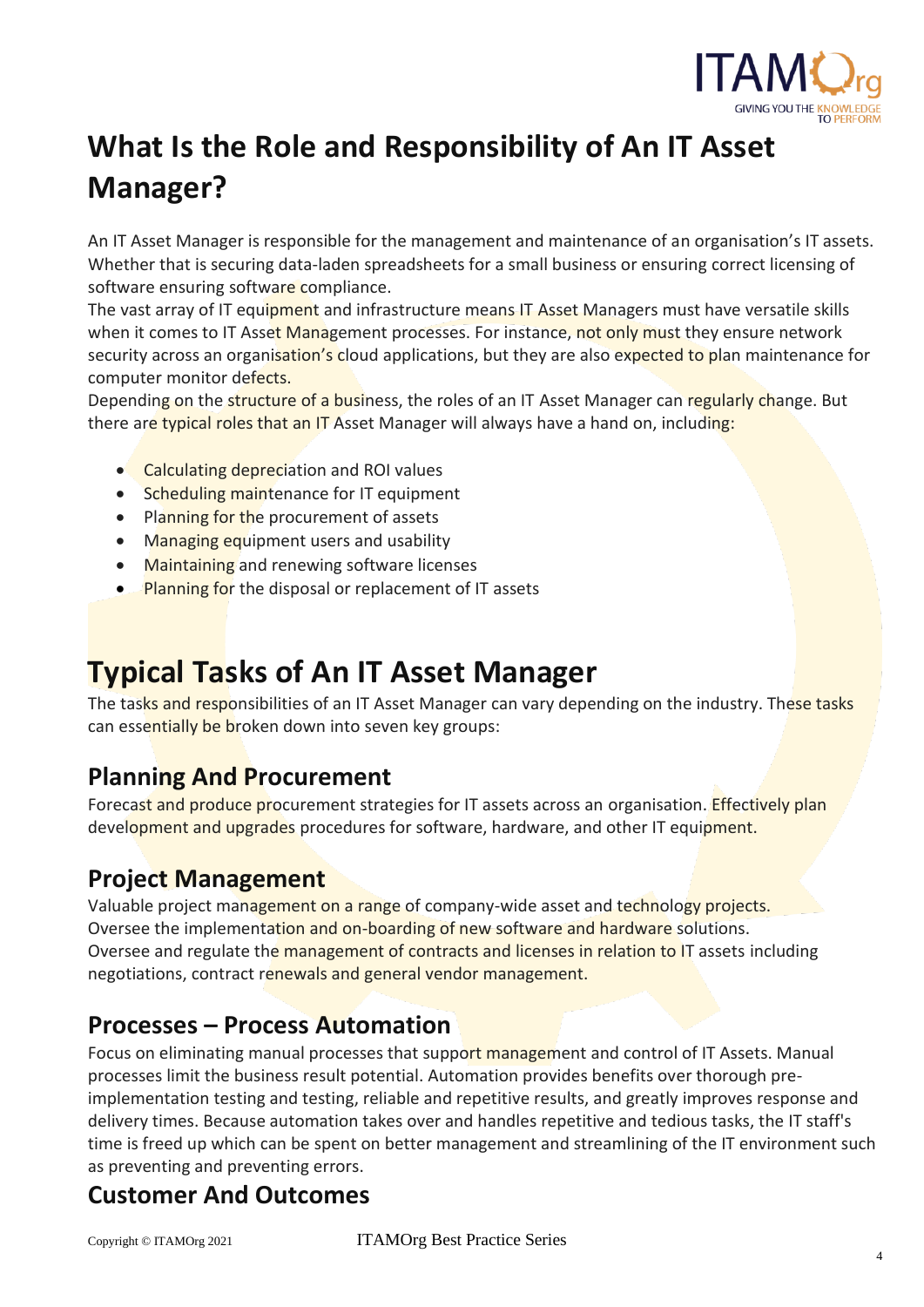# What Is the Role and Responsibility of An IT Asset Manager?

An IT Asset Manager is responsible for the management and maintenance of an organisation's IT assets. Whether that is securing data-laden spreadsheets for a small business or ensuring correct licensing of software ensuring software compliance.
The vast array of IT equipment and infrastructure means IT Asset Managers must have versatile skills when it comes to IT Asset Management processes. For instance, not only must they ensure network security across an organisation's cloud applications, but they are also expected to plan maintenance for computer monitor defects.
Depending on the structure of a business, the roles of an IT Asset Manager can regularly change. But there are typical roles that an IT Asset Manager will always have a hand on, including:

- Calculating depreciation and ROI values
- Scheduling maintenance for IT equipment
- Planning for the procurement of assets
- Managing equipment users and usability
- Maintaining and renewing software licenses
- Planning for the disposal or replacement of IT assets

# Typical Tasks of An IT Asset Manager

The tasks and responsibilities of an IT Asset Manager can vary depending on the industry. These tasks can essentially be broken down into seven key groups:

## Planning And Procurement

Forecast and produce procurement strategies for IT assets across an organisation. Effectively plan development and upgrades procedures for software, hardware, and other IT equipment.

## Project Management

Valuable project management on a range of company-wide asset and technology projects.
Oversee the implementation and on-boarding of new software and hardware solutions.
Oversee and regulate the management of contracts and licenses in relation to IT assets including negotiations, contract renewals and general vendor management.

## Processes – Process Automation

Focus on eliminating manual processes that support management and control of IT Assets. Manual processes limit the business result potential. Automation provides benefits over thorough pre-implementation testing and testing, reliable and repetitive results, and greatly improves response and delivery times. Because automation takes over and handles repetitive and tedious tasks, the IT staff's time is freed up which can be spent on better management and streamlining of the IT environment such as preventing and preventing errors.

## Customer And Outcomes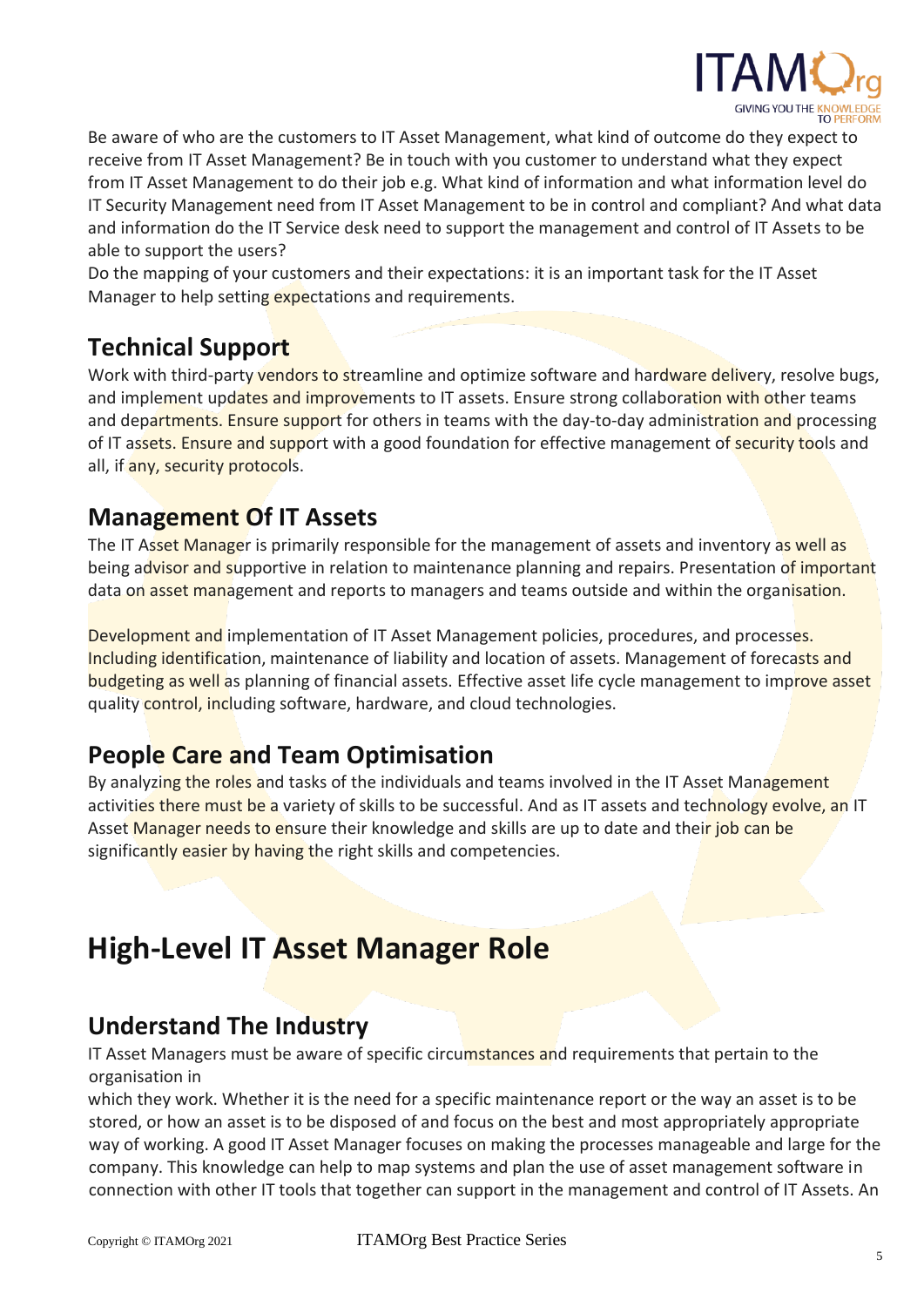Be aware of who are the customers to IT Asset Management, what kind of outcome do they expect to receive from IT Asset Management? Be in touch with you customer to understand what they expect from IT Asset Management to do their job e.g. What kind of information and what information level do IT Security Management need from IT Asset Management to be in control and compliant? And what data and information do the IT Service desk need to support the management and control of IT Assets to be able to support the users?
Do the mapping of your customers and their expectations: it is an important task for the IT Asset Manager to help setting expectations and requirements.

## Technical Support

Work with third-party vendors to streamline and optimize software and hardware delivery, resolve bugs, and implement updates and improvements to IT assets. Ensure strong collaboration with other teams and departments. Ensure support for others in teams with the day-to-day administration and processing of IT assets. Ensure and support with a good foundation for effective management of security tools and all, if any, security protocols.

## Management Of IT Assets

The IT Asset Manager is primarily responsible for the management of assets and inventory as well as being advisor and supportive in relation to maintenance planning and repairs. Presentation of important data on asset management and reports to managers and teams outside and within the organisation.

Development and implementation of IT Asset Management policies, procedures, and processes. Including identification, maintenance of liability and location of assets. Management of forecasts and budgeting as well as planning of financial assets. Effective asset life cycle management to improve asset quality control, including software, hardware, and cloud technologies.

## People Care and Team Optimisation

By analyzing the roles and tasks of the individuals and teams involved in the IT Asset Management activities there must be a variety of skills to be successful. And as IT assets and technology evolve, an IT Asset Manager needs to ensure their knowledge and skills are up to date and their job can be significantly easier by having the right skills and competencies.

# High-Level IT Asset Manager Role

## Understand The Industry

IT Asset Managers must be aware of specific circumstances and requirements that pertain to the organisation in
which they work. Whether it is the need for a specific maintenance report or the way an asset is to be stored, or how an asset is to be disposed of and focus on the best and most appropriately appropriate way of working. A good IT Asset Manager focuses on making the processes manageable and large for the company. This knowledge can help to map systems and plan the use of asset management software in connection with other IT tools that together can support in the management and control of IT Assets. An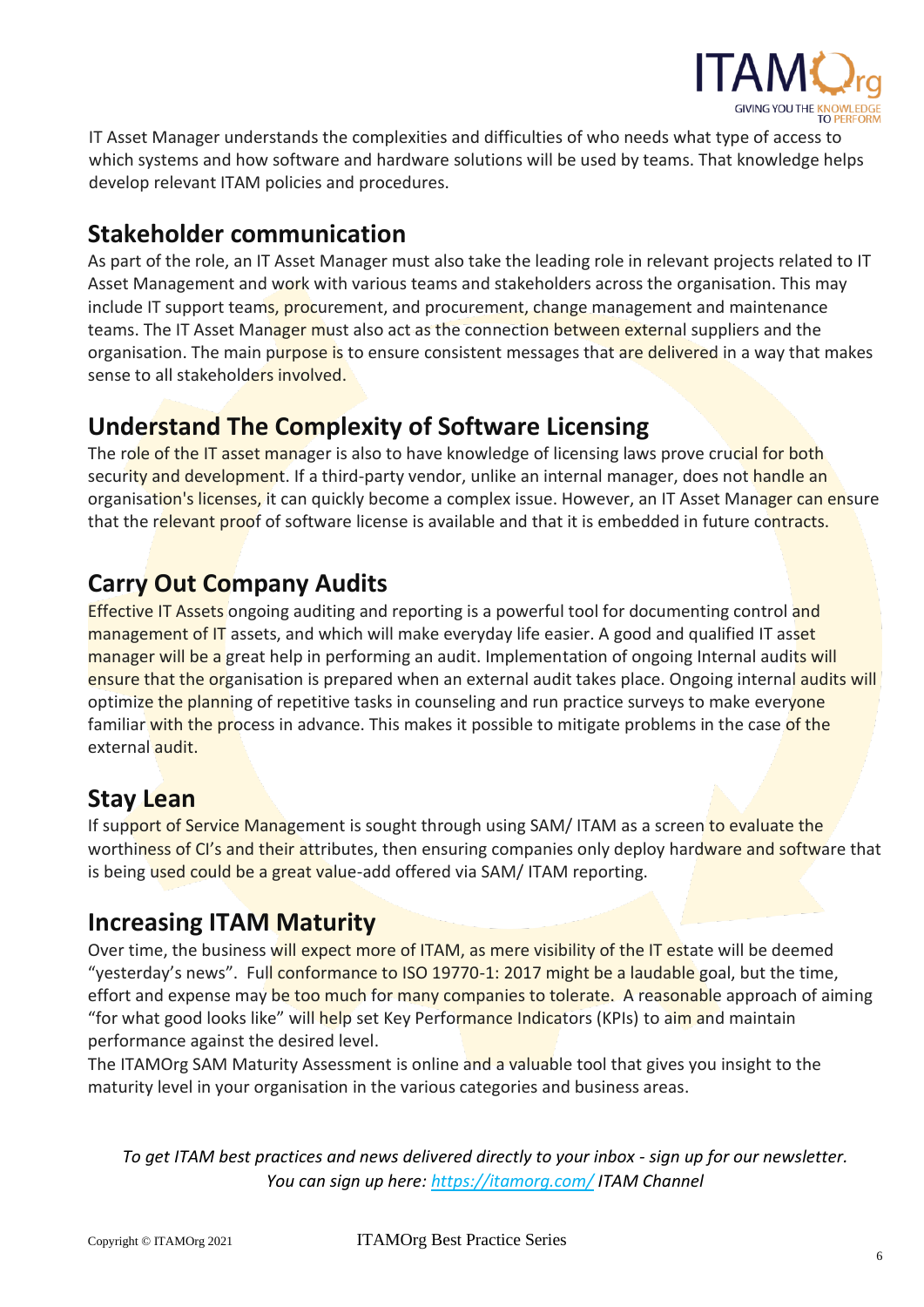IT Asset Manager understands the complexities and difficulties of who needs what type of access to which systems and how software and hardware solutions will be used by teams. That knowledge helps develop relevant ITAM policies and procedures.

## Stakeholder communication

As part of the role, an IT Asset Manager must also take the leading role in relevant projects related to IT Asset Management and work with various teams and stakeholders across the organisation. This may include IT support teams, procurement, and procurement, change management and maintenance teams. The IT Asset Manager must also act as the connection between external suppliers and the organisation. The main purpose is to ensure consistent messages that are delivered in a way that makes sense to all stakeholders involved.

## Understand The Complexity of Software Licensing

The role of the IT asset manager is also to have knowledge of licensing laws prove crucial for both security and development. If a third-party vendor, unlike an internal manager, does not handle an organisation's licenses, it can quickly become a complex issue. However, an IT Asset Manager can ensure that the relevant proof of software license is available and that it is embedded in future contracts.

## Carry Out Company Audits

Effective IT Assets ongoing auditing and reporting is a powerful tool for documenting control and management of IT assets, and which will make everyday life easier. A good and qualified IT asset manager will be a great help in performing an audit. Implementation of ongoing Internal audits will ensure that the organisation is prepared when an external audit takes place. Ongoing internal audits will optimize the planning of repetitive tasks in counseling and run practice surveys to make everyone familiar with the process in advance. This makes it possible to mitigate problems in the case of the external audit.

## Stay Lean

If support of Service Management is sought through using SAM/ ITAM as a screen to evaluate the worthiness of CI's and their attributes, then ensuring companies only deploy hardware and software that is being used could be a great value-add offered via SAM/ ITAM reporting.

## Increasing ITAM Maturity

Over time, the business will expect more of ITAM, as mere visibility of the IT estate will be deemed "yesterday's news". Full conformance to ISO 19770-1: 2017 might be a laudable goal, but the time, effort and expense may be too much for many companies to tolerate. A reasonable approach of aiming "for what good looks like" will help set Key Performance Indicators (KPIs) to aim and maintain performance against the desired level.

The ITAMOrg SAM Maturity Assessment is online and a valuable tool that gives you insight to the maturity level in your organisation in the various categories and business areas.

*To get ITAM best practices and news delivered directly to your inbox - sign up for our newsletter. You can sign up here: [https://itamorg.com/](https://itamorg.com/) ITAM Channel*